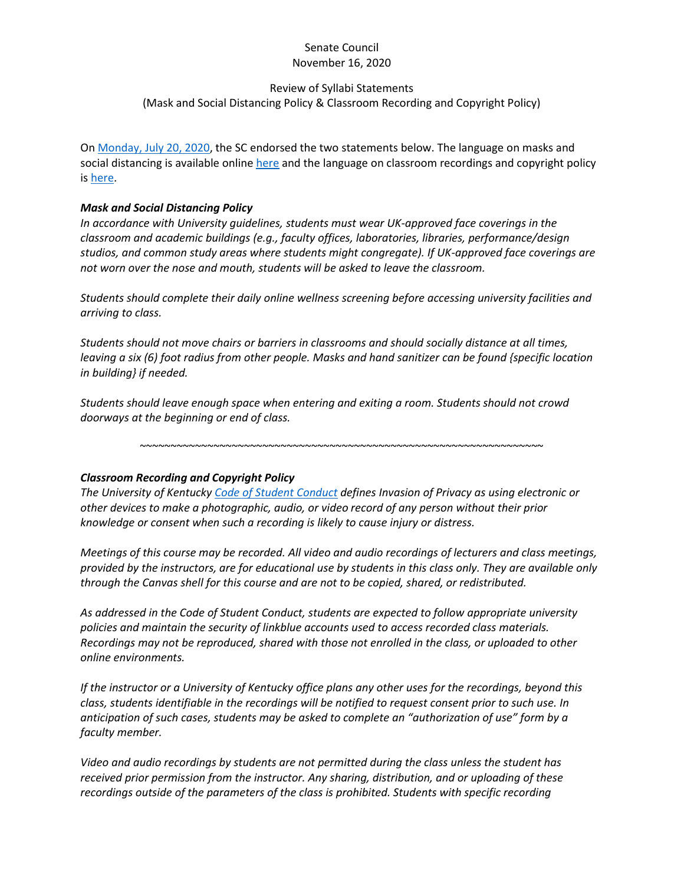Senate Council
November 16, 2020

Review of Syllabi Statements
(Mask and Social Distancing Policy & Classroom Recording and Copyright Policy)

On Monday, July 20, 2020, the SC endorsed the two statements below. The language on masks and social distancing is available online here and the language on classroom recordings and copyright policy is here.

***Mask and Social Distancing Policy***
*In accordance with University guidelines, students must wear UK-approved face coverings in the classroom and academic buildings (e.g., faculty offices, laboratories, libraries, performance/design studios, and common study areas where students might congregate). If UK-approved face coverings are not worn over the nose and mouth, students will be asked to leave the classroom.*

*Students should complete their daily online wellness screening before accessing university facilities and arriving to class.*

*Students should not move chairs or barriers in classrooms and should socially distance at all times, leaving a six (6) foot radius from other people. Masks and hand sanitizer can be found {specific location in building} if needed.*

*Students should leave enough space when entering and exiting a room. Students should not crowd doorways at the beginning or end of class.*

~~~~~~~~~~~~~~~~~~~~~~~~~~~~~~~~~~~~~~~~~~~~~~~~~~~~~~~~~~~~~~~~~~~~~~~~~~~

***Classroom Recording and Copyright Policy***
*The University of Kentucky Code of Student Conduct defines Invasion of Privacy as using electronic or other devices to make a photographic, audio, or video record of any person without their prior knowledge or consent when such a recording is likely to cause injury or distress.*

*Meetings of this course may be recorded. All video and audio recordings of lecturers and class meetings, provided by the instructors, are for educational use by students in this class only. They are available only through the Canvas shell for this course and are not to be copied, shared, or redistributed.*

*As addressed in the Code of Student Conduct, students are expected to follow appropriate university policies and maintain the security of linkblue accounts used to access recorded class materials. Recordings may not be reproduced, shared with those not enrolled in the class, or uploaded to other online environments.*

*If the instructor or a University of Kentucky office plans any other uses for the recordings, beyond this class, students identifiable in the recordings will be notified to request consent prior to such use. In anticipation of such cases, students may be asked to complete an "authorization of use" form by a faculty member.*

*Video and audio recordings by students are not permitted during the class unless the student has received prior permission from the instructor. Any sharing, distribution, and or uploading of these recordings outside of the parameters of the class is prohibited. Students with specific recording*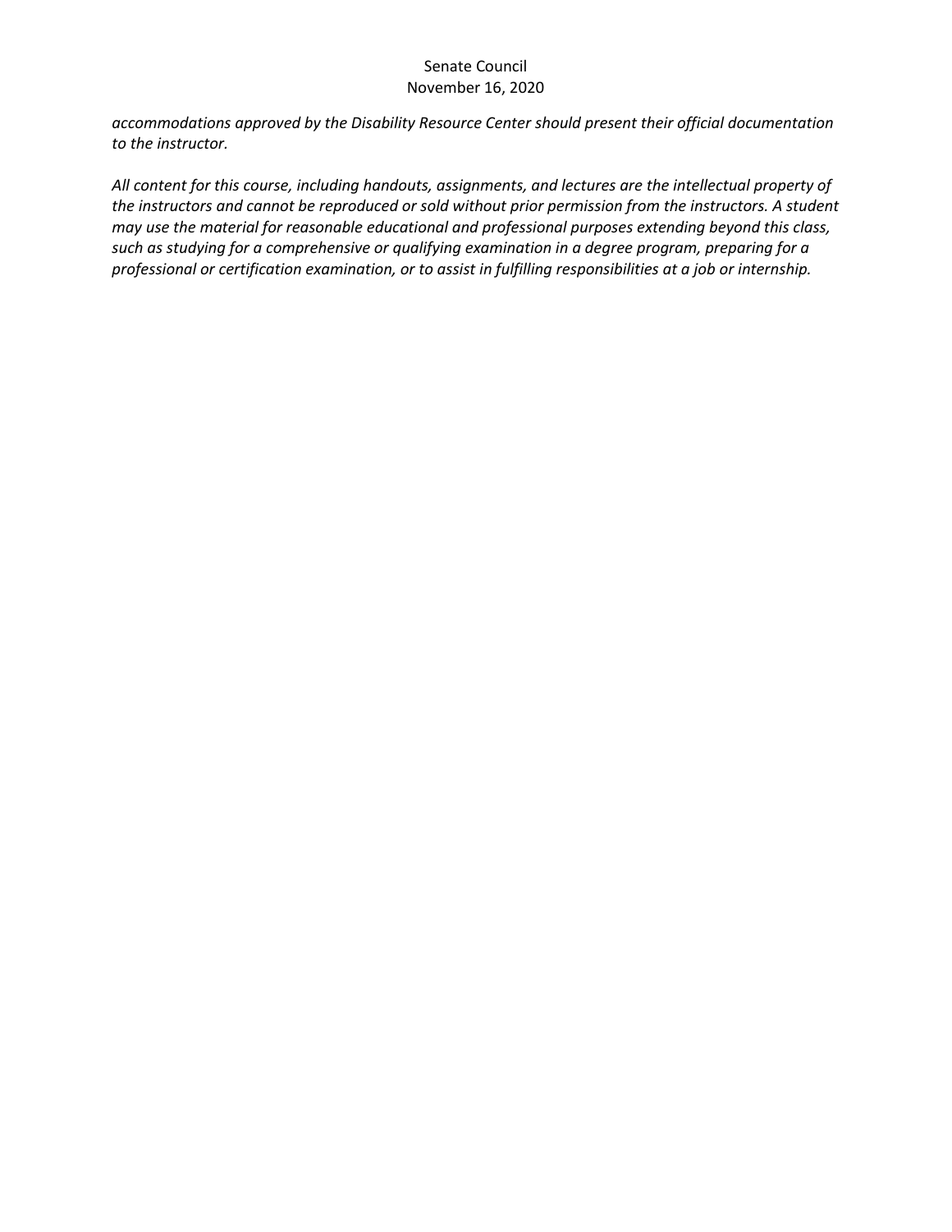*accommodations approved by the Disability Resource Center should present their official documentation to the instructor.*

*All content for this course, including handouts, assignments, and lectures are the intellectual property of the instructors and cannot be reproduced or sold without prior permission from the instructors. A student may use the material for reasonable educational and professional purposes extending beyond this class, such as studying for a comprehensive or qualifying examination in a degree program, preparing for a professional or certification examination, or to assist in fulfilling responsibilities at a job or internship.*